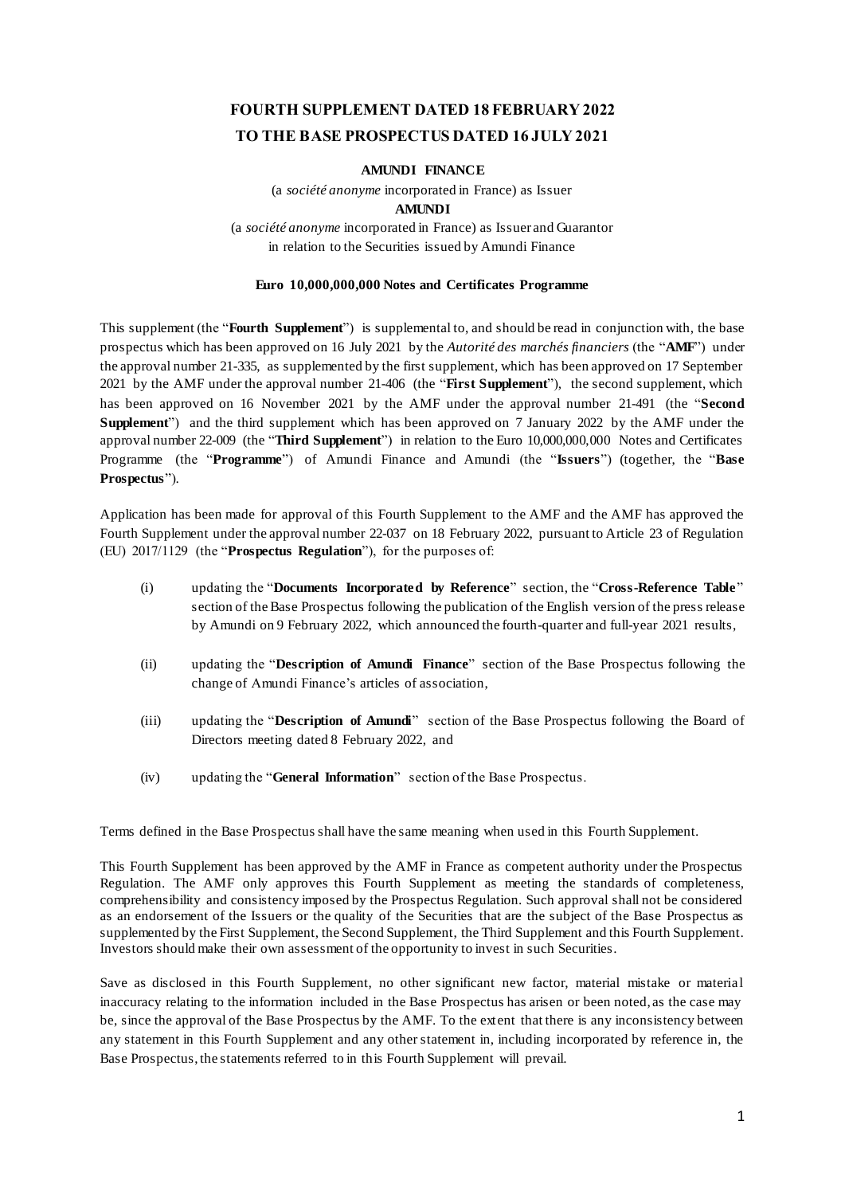# FOURTH SUPPLEMENT DATED 18 FEBRUARY 2022
# TO THE BASE PROSPECTUS DATED 16 JULY 2021

**AMUNDI FINANCE**

(a *société anonyme* incorporated in France) as Issuer

**AMUNDI**

(a *société anonyme* incorporated in France) as Issuer and Guarantor
in relation to the Securities issued by Amundi Finance

**Euro 10,000,000,000 Notes and Certificates Programme**

This supplement (the "**Fourth Supplement**") is supplemental to, and should be read in conjunction with, the base prospectus which has been approved on 16 July 2021 by the *Autorité des marchés financiers* (the "**AMF**") under the approval number 21-335, as supplemented by the first supplement, which has been approved on 17 September 2021 by the AMF under the approval number 21-406 (the "**First Supplement**"), the second supplement, which has been approved on 16 November 2021 by the AMF under the approval number 21-491 (the "**Second Supplement**") and the third supplement which has been approved on 7 January 2022 by the AMF under the approval number 22-009 (the "**Third Supplement**") in relation to the Euro 10,000,000,000 Notes and Certificates Programme (the "**Programme**") of Amundi Finance and Amundi (the "**Issuers**") (together, the "**Base Prospectus**").

Application has been made for approval of this Fourth Supplement to the AMF and the AMF has approved the Fourth Supplement under the approval number 22-037 on 18 February 2022, pursuant to Article 23 of Regulation (EU) 2017/1129 (the "**Prospectus Regulation**"), for the purposes of:

(i) updating the "**Documents Incorporated by Reference**" section, the "**Cross-Reference Table**" section of the Base Prospectus following the publication of the English version of the press release by Amundi on 9 February 2022, which announced the fourth-quarter and full-year 2021 results,

(ii) updating the "**Description of Amundi Finance**" section of the Base Prospectus following the change of Amundi Finance's articles of association,

(iii) updating the "**Description of Amundi**" section of the Base Prospectus following the Board of Directors meeting dated 8 February 2022, and

(iv) updating the "**General Information**" section of the Base Prospectus.

Terms defined in the Base Prospectus shall have the same meaning when used in this Fourth Supplement.

This Fourth Supplement has been approved by the AMF in France as competent authority under the Prospectus Regulation. The AMF only approves this Fourth Supplement as meeting the standards of completeness, comprehensibility and consistency imposed by the Prospectus Regulation. Such approval shall not be considered as an endorsement of the Issuers or the quality of the Securities that are the subject of the Base Prospectus as supplemented by the First Supplement, the Second Supplement, the Third Supplement and this Fourth Supplement. Investors should make their own assessment of the opportunity to invest in such Securities.

Save as disclosed in this Fourth Supplement, no other significant new factor, material mistake or material inaccuracy relating to the information included in the Base Prospectus has arisen or been noted, as the case may be, since the approval of the Base Prospectus by the AMF. To the extent that there is any inconsistency between any statement in this Fourth Supplement and any other statement in, including incorporated by reference in, the Base Prospectus, the statements referred to in this Fourth Supplement will prevail.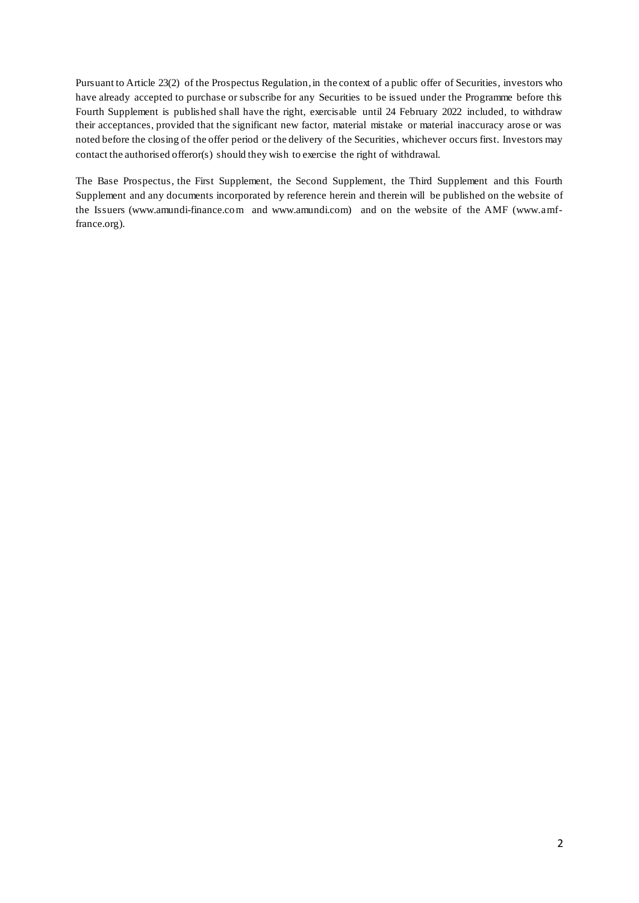Pursuant to Article 23(2) of the Prospectus Regulation, in the context of a public offer of Securities, investors who have already accepted to purchase or subscribe for any Securities to be issued under the Programme before this Fourth Supplement is published shall have the right, exercisable until 24 February 2022 included, to withdraw their acceptances, provided that the significant new factor, material mistake or material inaccuracy arose or was noted before the closing of the offer period or the delivery of the Securities, whichever occurs first. Investors may contact the authorised offeror(s) should they wish to exercise the right of withdrawal.

The Base Prospectus, the First Supplement, the Second Supplement, the Third Supplement and this Fourth Supplement and any documents incorporated by reference herein and therein will be published on the website of the Issuers (www.amundi-finance.com and www.amundi.com) and on the website of the AMF (www.amf-france.org).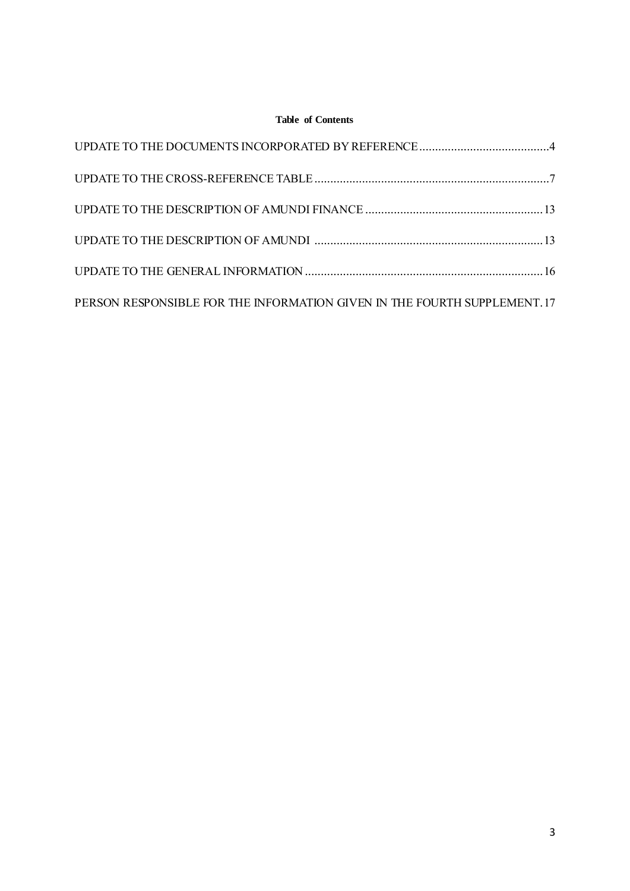**Table of Contents**

| | |
|---|---|
| UPDATE TO THE DOCUMENTS INCORPORATED BY REFERENCE | 4 |
| UPDATE TO THE CROSS-REFERENCE TABLE | 7 |
| UPDATE TO THE DESCRIPTION OF AMUNDI FINANCE | 13 |
| UPDATE TO THE DESCRIPTION OF AMUNDI | 13 |
| UPDATE TO THE GENERAL INFORMATION | 16 |
| PERSON RESPONSIBLE FOR THE INFORMATION GIVEN IN THE FOURTH SUPPLEMENT | 17 |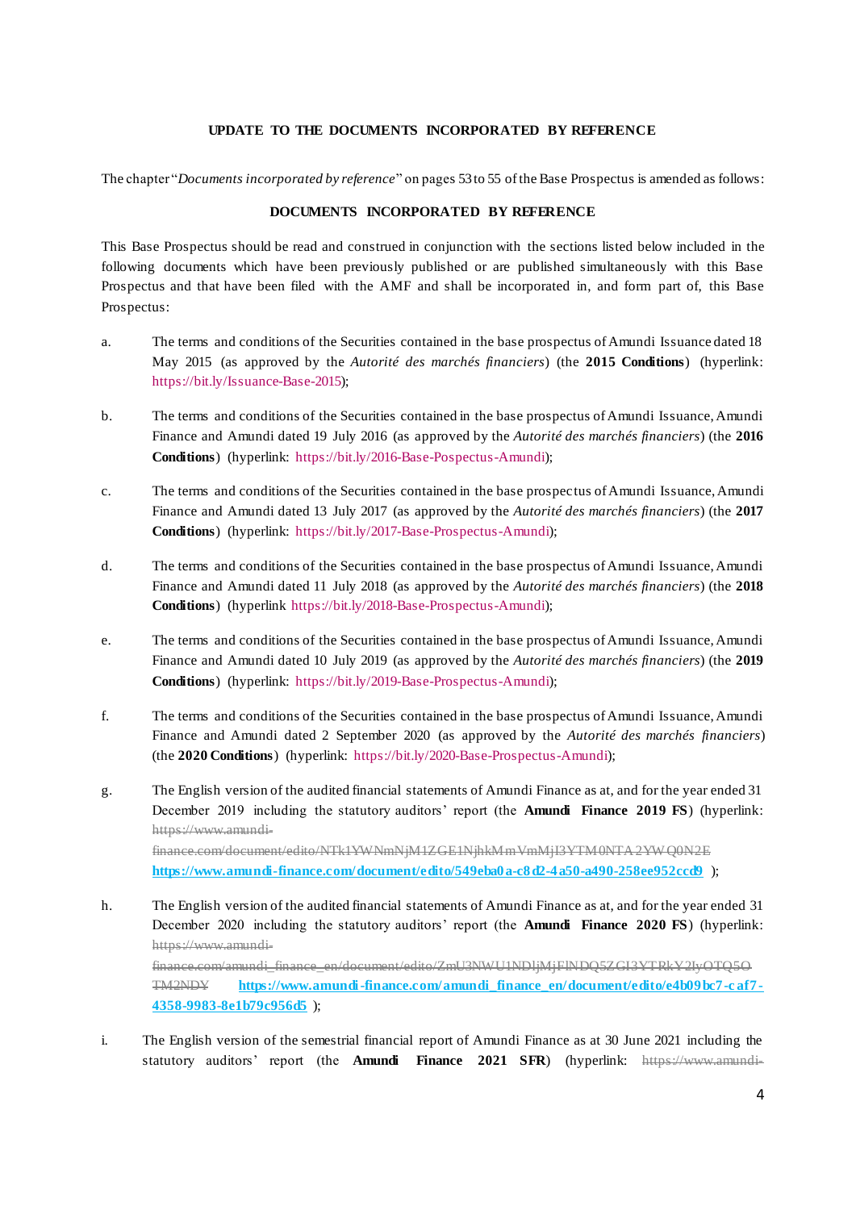**UPDATE TO THE DOCUMENTS INCORPORATED BY REFERENCE**

The chapter "*Documents incorporated by reference*" on pages 53 to 55 of the Base Prospectus is amended as follows:

**DOCUMENTS INCORPORATED BY REFERENCE**

This Base Prospectus should be read and construed in conjunction with the sections listed below included in the following documents which have been previously published or are published simultaneously with this Base Prospectus and that have been filed with the AMF and shall be incorporated in, and form part of, this Base Prospectus:

a. The terms and conditions of the Securities contained in the base prospectus of Amundi Issuance dated 18 May 2015 (as approved by the *Autorité des marchés financiers*) (the **2015 Conditions**) (hyperlink: https://bit.ly/Issuance-Base-2015);

b. The terms and conditions of the Securities contained in the base prospectus of Amundi Issuance, Amundi Finance and Amundi dated 19 July 2016 (as approved by the *Autorité des marchés financiers*) (the **2016 Conditions**) (hyperlink: https://bit.ly/2016-Base-Pospectus-Amundi);

c. The terms and conditions of the Securities contained in the base prospectus of Amundi Issuance, Amundi Finance and Amundi dated 13 July 2017 (as approved by the *Autorité des marchés financiers*) (the **2017 Conditions**) (hyperlink: https://bit.ly/2017-Base-Prospectus-Amundi);

d. The terms and conditions of the Securities contained in the base prospectus of Amundi Issuance, Amundi Finance and Amundi dated 11 July 2018 (as approved by the *Autorité des marchés financiers*) (the **2018 Conditions**) (hyperlink https://bit.ly/2018-Base-Prospectus-Amundi);

e. The terms and conditions of the Securities contained in the base prospectus of Amundi Issuance, Amundi Finance and Amundi dated 10 July 2019 (as approved by the *Autorité des marchés financiers*) (the **2019 Conditions**) (hyperlink: https://bit.ly/2019-Base-Prospectus-Amundi);

f. The terms and conditions of the Securities contained in the base prospectus of Amundi Issuance, Amundi Finance and Amundi dated 2 September 2020 (as approved by the *Autorité des marchés financiers*) (the **2020 Conditions**) (hyperlink: https://bit.ly/2020-Base-Prospectus-Amundi);

g. The English version of the audited financial statements of Amundi Finance as at, and for the year ended 31 December 2019 including the statutory auditors' report (the **Amundi Finance 2019 FS**) (hyperlink: ~~https://www.amundi-finance.com/document/edito/NTk1YWNmNjM1ZGE1NjhkMmVmMjI3YTM0NTA2YWQ0N2E~~ **https://www.amundi-finance.com/document/edito/549eba0a-c8d2-4a50-a490-258ee952ccd9** );

h. The English version of the audited financial statements of Amundi Finance as at, and for the year ended 31 December 2020 including the statutory auditors' report (the **Amundi Finance 2020 FS**) (hyperlink: ~~https://www.amundi-finance.com/amundi_finance_en/document/edito/ZmU3NWU1NDljMjFlNDQ5ZGI3YTRkY2IyOTQ5OTM2NDY~~ **https://www.amundi-finance.com/amundi_finance_en/document/edito/e4b09bc7-caf7-4358-9983-8e1b79c956d5** );

i. The English version of the semestrial financial report of Amundi Finance as at 30 June 2021 including the statutory auditors' report (the **Amundi Finance 2021 SFR**) (hyperlink: ~~https://www.amundi-~~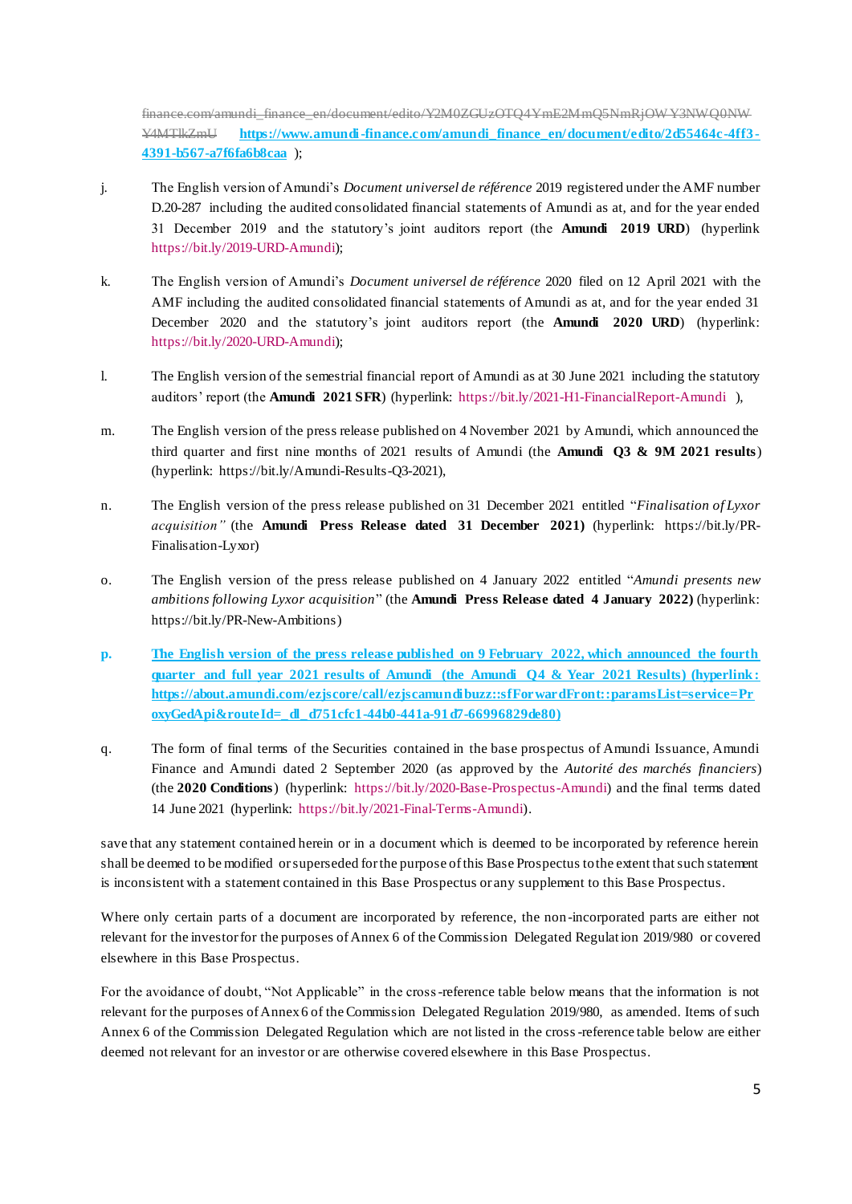~~finance.com/amundi_finance_en/document/edito/Y2M0ZGUzOTQ4YmE2MmQ5NmRjOWY3NWQ0NW Y4MTlkZmU~~ **https://www.amundi-finance.com/amundi_finance_en/document/edito/2d55464c-4ff3-4391-b567-a7f6fa6b8caa** );

j. The English version of Amundi's *Document universel de référence* 2019 registered under the AMF number D.20-287 including the audited consolidated financial statements of Amundi as at, and for the year ended 31 December 2019 and the statutory's joint auditors report (the **Amundi 2019 URD**) (hyperlink https://bit.ly/2019-URD-Amundi);

k. The English version of Amundi's *Document universel de référence* 2020 filed on 12 April 2021 with the AMF including the audited consolidated financial statements of Amundi as at, and for the year ended 31 December 2020 and the statutory's joint auditors report (the **Amundi 2020 URD**) (hyperlink: https://bit.ly/2020-URD-Amundi);

l. The English version of the semestrial financial report of Amundi as at 30 June 2021 including the statutory auditors' report (the **Amundi 2021 SFR**) (hyperlink: https://bit.ly/2021-H1-FinancialReport-Amundi ),

m. The English version of the press release published on 4 November 2021 by Amundi, which announced the third quarter and first nine months of 2021 results of Amundi (the **Amundi Q3 & 9M 2021 results**) (hyperlink: https://bit.ly/Amundi-Results-Q3-2021),

n. The English version of the press release published on 31 December 2021 entitled "*Finalisation of Lyxor acquisition*" (the **Amundi Press Release dated 31 December 2021)** (hyperlink: https://bit.ly/PR-Finalisation-Lyxor)

o. The English version of the press release published on 4 January 2022 entitled "*Amundi presents new ambitions following Lyxor acquisition*" (the **Amundi Press Release dated 4 January 2022)** (hyperlink: https://bit.ly/PR-New-Ambitions)

**p. The English version of the press release published on 9 February 2022, which announced the fourth quarter and full year 2021 results of Amundi (the Amundi Q4 & Year 2021 Results) (hyperlink: https://about.amundi.com/ezjscore/call/ezjscamundibuzz::sfForwardFront::paramsList=service=ProxyGedApi&routeId=_dl_d751cfc1-44b0-441a-91d7-66996829de80)**

q. The form of final terms of the Securities contained in the base prospectus of Amundi Issuance, Amundi Finance and Amundi dated 2 September 2020 (as approved by the *Autorité des marchés financiers*) (the **2020 Conditions**) (hyperlink: https://bit.ly/2020-Base-Prospectus-Amundi) and the final terms dated 14 June 2021 (hyperlink: https://bit.ly/2021-Final-Terms-Amundi).

save that any statement contained herein or in a document which is deemed to be incorporated by reference herein shall be deemed to be modified or superseded for the purpose of this Base Prospectus to the extent that such statement is inconsistent with a statement contained in this Base Prospectus or any supplement to this Base Prospectus.

Where only certain parts of a document are incorporated by reference, the non-incorporated parts are either not relevant for the investor for the purposes of Annex 6 of the Commission Delegated Regulation 2019/980 or covered elsewhere in this Base Prospectus.

For the avoidance of doubt, "Not Applicable" in the cross-reference table below means that the information is not relevant for the purposes of Annex 6 of the Commission Delegated Regulation 2019/980, as amended. Items of such Annex 6 of the Commission Delegated Regulation which are not listed in the cross-reference table below are either deemed not relevant for an investor or are otherwise covered elsewhere in this Base Prospectus.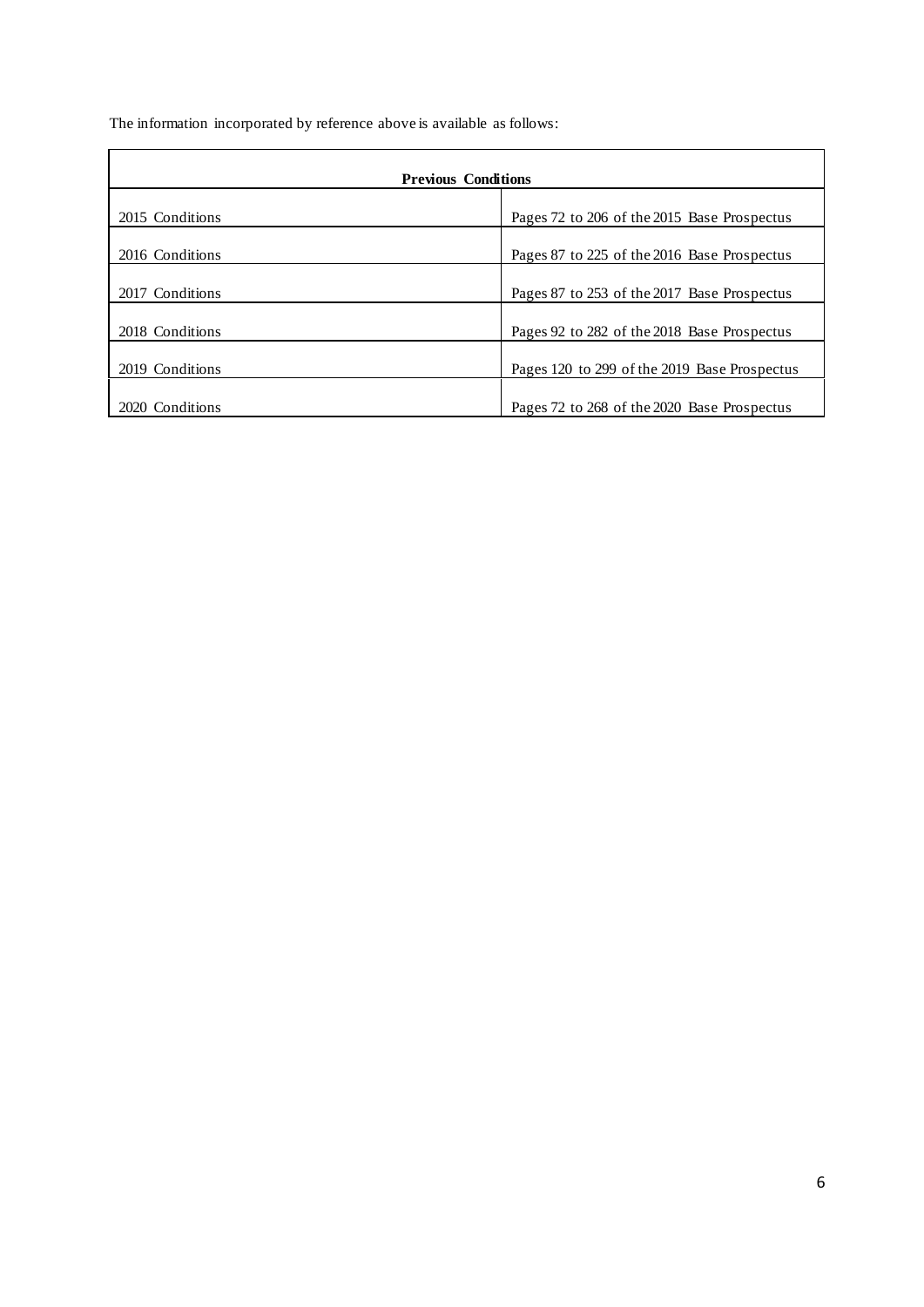The information incorporated by reference above is available as follows:

| **Previous Conditions** | |
|---|---|
| 2015 Conditions | Pages 72 to 206 of the 2015 Base Prospectus |
| 2016 Conditions | Pages 87 to 225 of the 2016 Base Prospectus |
| 2017 Conditions | Pages 87 to 253 of the 2017 Base Prospectus |
| 2018 Conditions | Pages 92 to 282 of the 2018 Base Prospectus |
| 2019 Conditions | Pages 120 to 299 of the 2019 Base Prospectus |
| 2020 Conditions | Pages 72 to 268 of the 2020 Base Prospectus |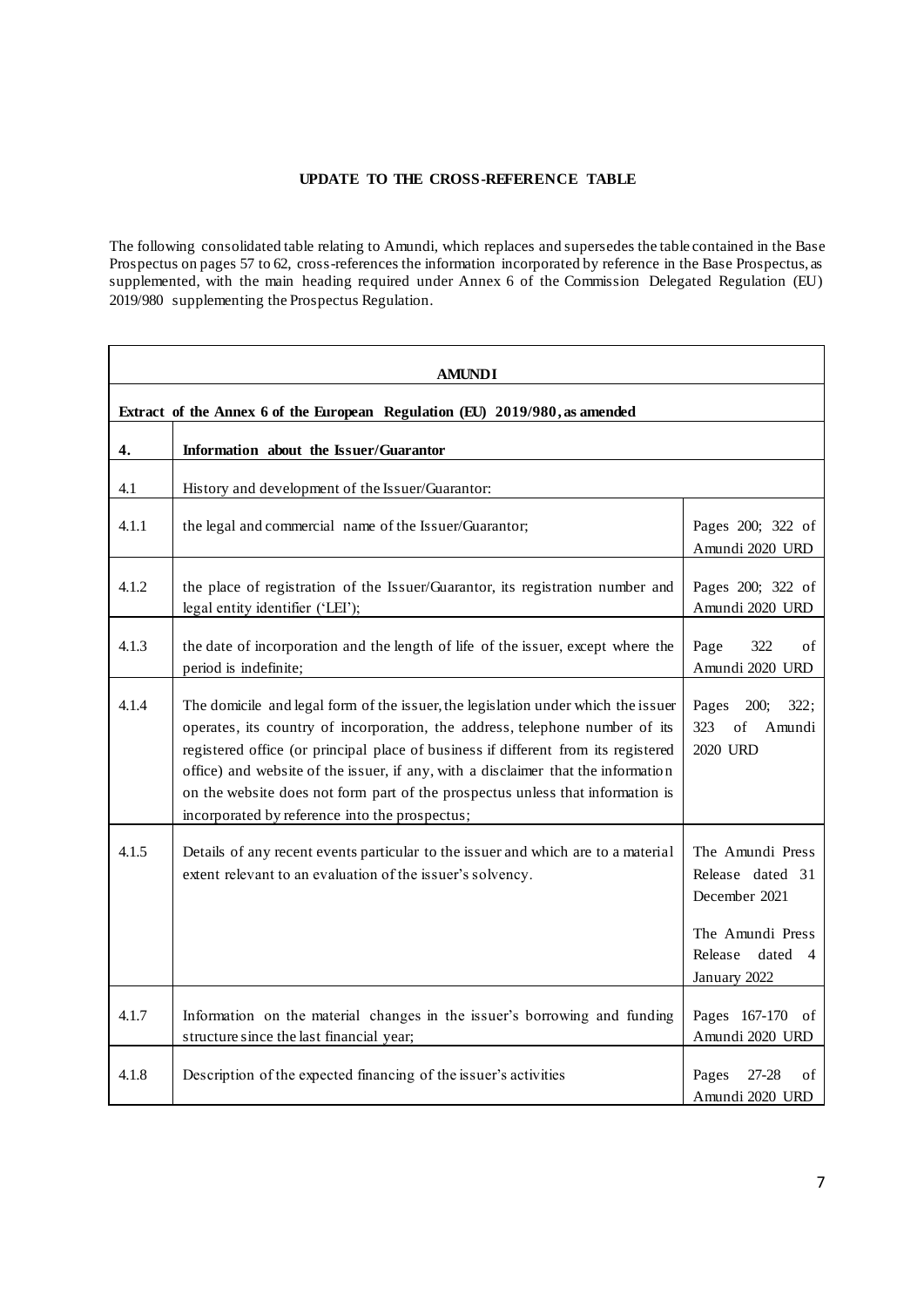**UPDATE TO THE CROSS-REFERENCE TABLE**

The following consolidated table relating to Amundi, which replaces and supersedes the table contained in the Base Prospectus on pages 57 to 62, cross-references the information incorporated by reference in the Base Prospectus, as supplemented, with the main heading required under Annex 6 of the Commission Delegated Regulation (EU) 2019/980 supplementing the Prospectus Regulation.

| **AMUNDI** | | |
|---|---|---|
| **Extract of the Annex 6 of the European Regulation (EU) 2019/980, as amended** | | |
| **4.** | **Information about the Issuer/Guarantor** | |
| 4.1 | History and development of the Issuer/Guarantor: | |
| 4.1.1 | the legal and commercial name of the Issuer/Guarantor; | Pages 200; 322 of Amundi 2020 URD |
| 4.1.2 | the place of registration of the Issuer/Guarantor, its registration number and legal entity identifier ('LEI'); | Pages 200; 322 of Amundi 2020 URD |
| 4.1.3 | the date of incorporation and the length of life of the issuer, except where the period is indefinite; | Page 322 of Amundi 2020 URD |
| 4.1.4 | The domicile and legal form of the issuer, the legislation under which the issuer operates, its country of incorporation, the address, telephone number of its registered office (or principal place of business if different from its registered office) and website of the issuer, if any, with a disclaimer that the information on the website does not form part of the prospectus unless that information is incorporated by reference into the prospectus; | Pages 200; 322; 323 of Amundi 2020 URD |
| 4.1.5 | Details of any recent events particular to the issuer and which are to a material extent relevant to an evaluation of the issuer's solvency. | The Amundi Press Release dated 31 December 2021<br><br>The Amundi Press Release dated 4 January 2022 |
| 4.1.7 | Information on the material changes in the issuer's borrowing and funding structure since the last financial year; | Pages 167-170 of Amundi 2020 URD |
| 4.1.8 | Description of the expected financing of the issuer's activities | Pages 27-28 of Amundi 2020 URD |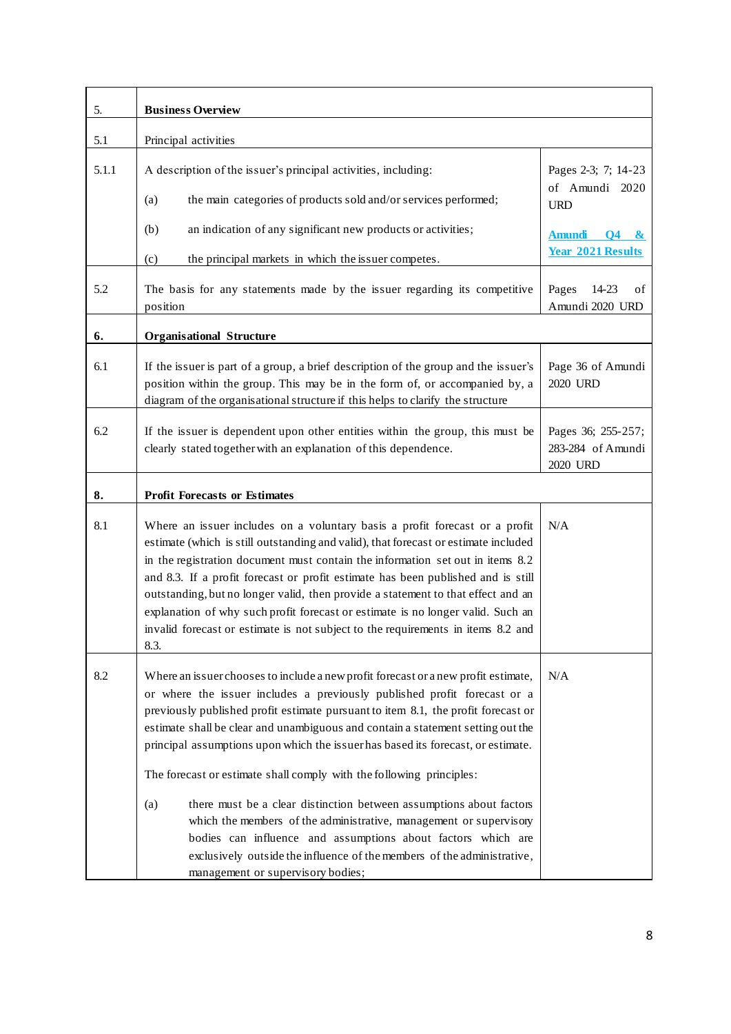| | | |
|---|---|---|
| 5. | **Business Overview** | |
| 5.1 | Principal activities | |
| 5.1.1 | A description of the issuer's principal activities, including:<br><br>(a) the main categories of products sold and/or services performed;<br><br>(b) an indication of any significant new products or activities;<br><br>(c) the principal markets in which the issuer competes. | Pages 2-3; 7; 14-23 of Amundi 2020 URD<br><br>Amundi Q4 & Year 2021 Results |
| 5.2 | The basis for any statements made by the issuer regarding its competitive position | Pages 14-23 of Amundi 2020 URD |
| **6.** | **Organisational Structure** | |
| 6.1 | If the issuer is part of a group, a brief description of the group and the issuer's position within the group. This may be in the form of, or accompanied by, a diagram of the organisational structure if this helps to clarify the structure | Page 36 of Amundi 2020 URD |
| 6.2 | If the issuer is dependent upon other entities within the group, this must be clearly stated together with an explanation of this dependence. | Pages 36; 255-257; 283-284 of Amundi 2020 URD |
| **8.** | **Profit Forecasts or Estimates** | |
| 8.1 | Where an issuer includes on a voluntary basis a profit forecast or a profit estimate (which is still outstanding and valid), that forecast or estimate included in the registration document must contain the information set out in items 8.2 and 8.3. If a profit forecast or profit estimate has been published and is still outstanding, but no longer valid, then provide a statement to that effect and an explanation of why such profit forecast or estimate is no longer valid. Such an invalid forecast or estimate is not subject to the requirements in items 8.2 and 8.3. | N/A |
| 8.2 | Where an issuer chooses to include a new profit forecast or a new profit estimate, or where the issuer includes a previously published profit forecast or a previously published profit estimate pursuant to item 8.1, the profit forecast or estimate shall be clear and unambiguous and contain a statement setting out the principal assumptions upon which the issuer has based its forecast, or estimate.<br><br>The forecast or estimate shall comply with the following principles:<br><br>(a) there must be a clear distinction between assumptions about factors which the members of the administrative, management or supervisory bodies can influence and assumptions about factors which are exclusively outside the influence of the members of the administrative, management or supervisory bodies; | N/A |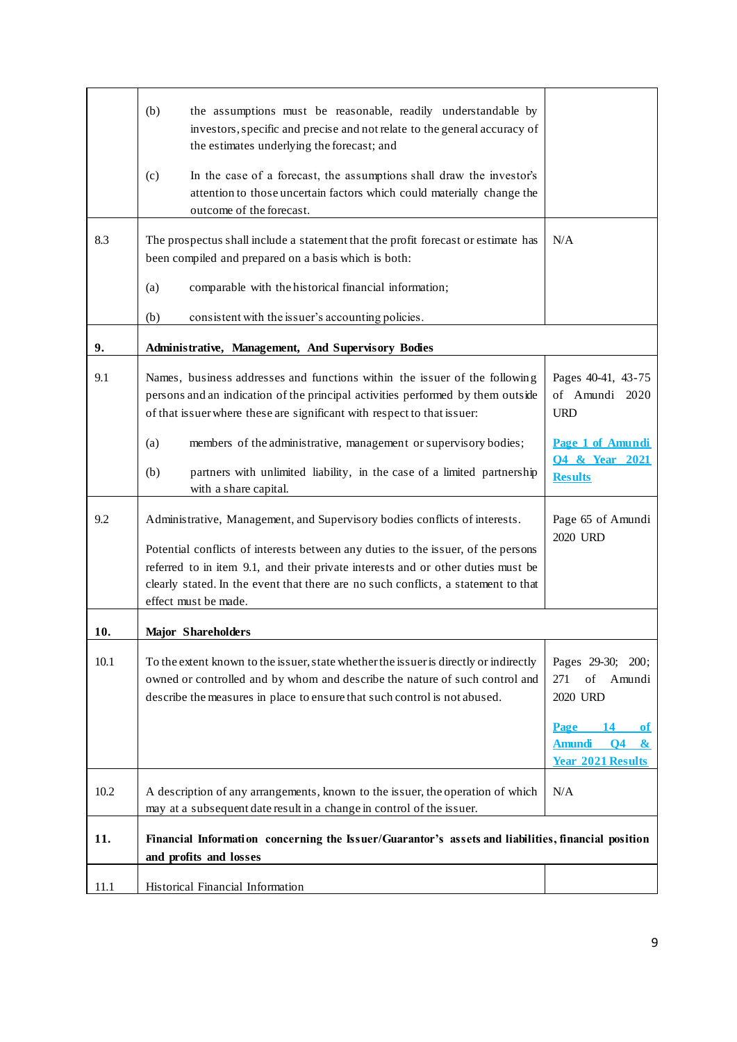| | | |
|---|---|---|
| | (b) the assumptions must be reasonable, readily understandable by investors, specific and precise and not relate to the general accuracy of the estimates underlying the forecast; and<br><br>(c) In the case of a forecast, the assumptions shall draw the investor's attention to those uncertain factors which could materially change the outcome of the forecast. | |
| 8.3 | The prospectus shall include a statement that the profit forecast or estimate has been compiled and prepared on a basis which is both:<br><br>(a) comparable with the historical financial information;<br><br>(b) consistent with the issuer's accounting policies. | N/A |
| **9.** | **Administrative, Management, And Supervisory Bodies** | |
| 9.1 | Names, business addresses and functions within the issuer of the following persons and an indication of the principal activities performed by them outside of that issuer where these are significant with respect to that issuer:<br><br>(a) members of the administrative, management or supervisory bodies;<br><br>(b) partners with unlimited liability, in the case of a limited partnership with a share capital. | Pages 40-41, 43-75 of Amundi 2020 URD<br><br>**Page 1 of Amundi Q4 & Year 2021 Results** |
| 9.2 | Administrative, Management, and Supervisory bodies conflicts of interests.<br><br>Potential conflicts of interests between any duties to the issuer, of the persons referred to in item 9.1, and their private interests and or other duties must be clearly stated. In the event that there are no such conflicts, a statement to that effect must be made. | Page 65 of Amundi 2020 URD |
| **10.** | **Major Shareholders** | |
| 10.1 | To the extent known to the issuer, state whether the issuer is directly or indirectly owned or controlled and by whom and describe the nature of such control and describe the measures in place to ensure that such control is not abused. | Pages 29-30; 200; 271 of Amundi 2020 URD<br><br>**Page 14 of Amundi Q4 & Year 2021 Results** |
| 10.2 | A description of any arrangements, known to the issuer, the operation of which may at a subsequent date result in a change in control of the issuer. | N/A |
| **11.** | **Financial Information concerning the Issuer/Guarantor's assets and liabilities, financial position and profits and losses** | |
| 11.1 | Historical Financial Information | |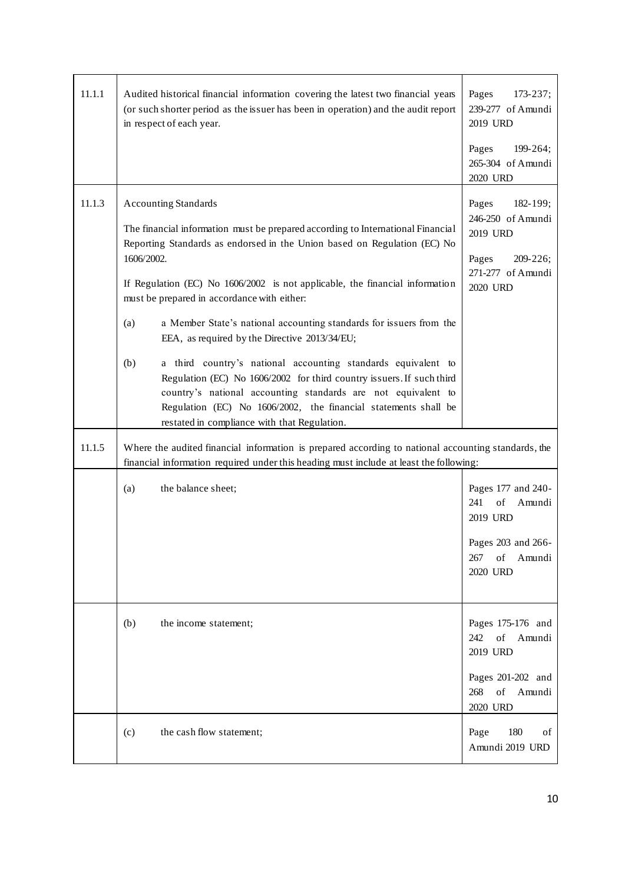| | | |
|---|---|---|
| 11.1.1 | Audited historical financial information covering the latest two financial years (or such shorter period as the issuer has been in operation) and the audit report in respect of each year. | Pages 173-237; 239-277 of Amundi 2019 URD<br><br>Pages 199-264; 265-304 of Amundi 2020 URD |
| 11.1.3 | Accounting Standards<br><br>The financial information must be prepared according to International Financial Reporting Standards as endorsed in the Union based on Regulation (EC) No 1606/2002.<br><br>If Regulation (EC) No 1606/2002 is not applicable, the financial information must be prepared in accordance with either:<br><br>(a) a Member State's national accounting standards for issuers from the EEA, as required by the Directive 2013/34/EU;<br><br>(b) a third country's national accounting standards equivalent to Regulation (EC) No 1606/2002 for third country issuers. If such third country's national accounting standards are not equivalent to Regulation (EC) No 1606/2002, the financial statements shall be restated in compliance with that Regulation. | Pages 182-199; 246-250 of Amundi 2019 URD<br><br>Pages 209-226; 271-277 of Amundi 2020 URD |
| 11.1.5 | Where the audited financial information is prepared according to national accounting standards, the financial information required under this heading must include at least the following: | |
| | (a) the balance sheet; | Pages 177 and 240-241 of Amundi 2019 URD<br><br>Pages 203 and 266-267 of Amundi 2020 URD |
| | (b) the income statement; | Pages 175-176 and 242 of Amundi 2019 URD<br><br>Pages 201-202 and 268 of Amundi 2020 URD |
| | (c) the cash flow statement; | Page 180 of Amundi 2019 URD |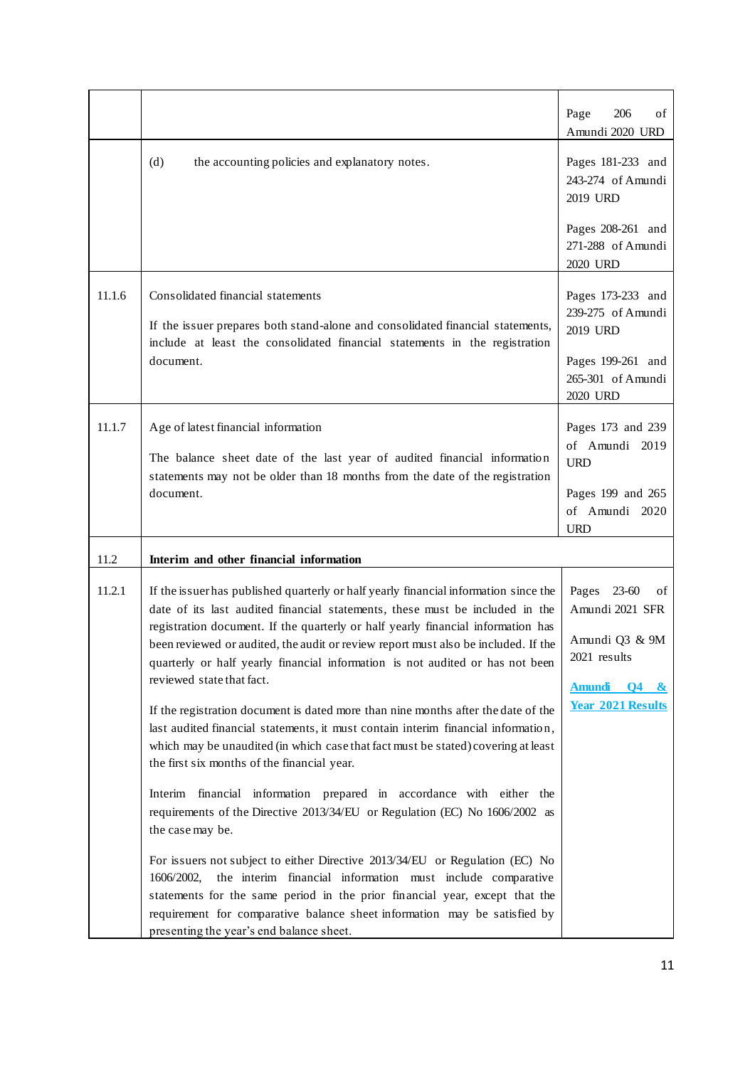| | | |
|---|---|---|
| | | Page 206 of Amundi 2020 URD |
| | (d) the accounting policies and explanatory notes. | Pages 181-233 and 243-274 of Amundi 2019 URD<br><br>Pages 208-261 and 271-288 of Amundi 2020 URD |
| 11.1.6 | Consolidated financial statements<br><br>If the issuer prepares both stand-alone and consolidated financial statements, include at least the consolidated financial statements in the registration document. | Pages 173-233 and 239-275 of Amundi 2019 URD<br><br>Pages 199-261 and 265-301 of Amundi 2020 URD |
| 11.1.7 | Age of latest financial information<br><br>The balance sheet date of the last year of audited financial information statements may not be older than 18 months from the date of the registration document. | Pages 173 and 239 of Amundi 2019 URD<br><br>Pages 199 and 265 of Amundi 2020 URD |
| 11.2 | **Interim and other financial information** | |
| 11.2.1 | If the issuer has published quarterly or half yearly financial information since the date of its last audited financial statements, these must be included in the registration document. If the quarterly or half yearly financial information has been reviewed or audited, the audit or review report must also be included. If the quarterly or half yearly financial information is not audited or has not been reviewed state that fact.<br><br>If the registration document is dated more than nine months after the date of the last audited financial statements, it must contain interim financial information, which may be unaudited (in which case that fact must be stated) covering at least the first six months of the financial year.<br><br>Interim financial information prepared in accordance with either the requirements of the Directive 2013/34/EU or Regulation (EC) No 1606/2002 as the case may be.<br><br>For issuers not subject to either Directive 2013/34/EU or Regulation (EC) No 1606/2002, the interim financial information must include comparative statements for the same period in the prior financial year, except that the requirement for comparative balance sheet information may be satisfied by presenting the year's end balance sheet. | Pages 23-60 of Amundi 2021 SFR<br><br>Amundi Q3 & 9M 2021 results<br><br>**Amundi Q4 & Year 2021 Results** |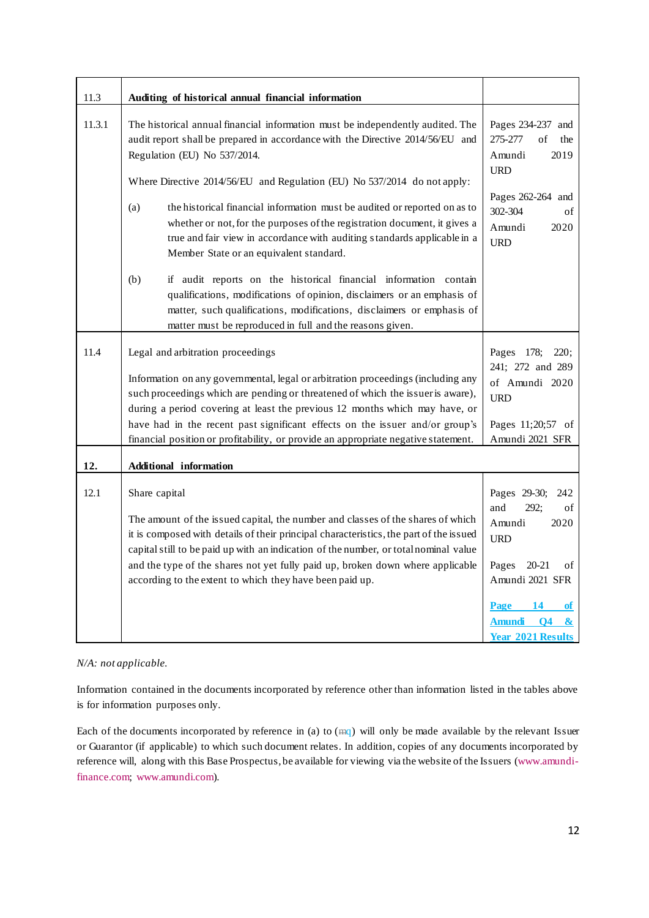| 11.3 | **Auditing of historical annual financial information** | |
|---|---|---|
| 11.3.1 | The historical annual financial information must be independently audited. The audit report shall be prepared in accordance with the Directive 2014/56/EU and Regulation (EU) No 537/2014.<br><br>Where Directive 2014/56/EU and Regulation (EU) No 537/2014 do not apply:<br><br>(a) the historical financial information must be audited or reported on as to whether or not, for the purposes of the registration document, it gives a true and fair view in accordance with auditing standards applicable in a Member State or an equivalent standard.<br><br>(b) if audit reports on the historical financial information contain qualifications, modifications of opinion, disclaimers or an emphasis of matter, such qualifications, modifications, disclaimers or emphasis of matter must be reproduced in full and the reasons given. | Pages 234-237 and 275-277 of the Amundi 2019 URD<br><br>Pages 262-264 and 302-304 of Amundi 2020 URD |
| 11.4 | Legal and arbitration proceedings<br><br>Information on any governmental, legal or arbitration proceedings (including any such proceedings which are pending or threatened of which the issuer is aware), during a period covering at least the previous 12 months which may have, or have had in the recent past significant effects on the issuer and/or group's financial position or profitability, or provide an appropriate negative statement. | Pages 178; 220; 241; 272 and 289 of Amundi 2020 URD<br><br>Pages 11;20;57 of Amundi 2021 SFR |
| **12.** | **Additional information** | |
| 12.1 | Share capital<br><br>The amount of the issued capital, the number and classes of the shares of which it is composed with details of their principal characteristics, the part of the issued capital still to be paid up with an indication of the number, or total nominal value and the type of the shares not yet fully paid up, broken down where applicable according to the extent to which they have been paid up. | Pages 29-30; 242 and 292; of Amundi 2020 URD<br><br>Pages 20-21 of Amundi 2021 SFR<br><br>**Page 14 of Amundi Q4 & Year 2021 Results** |

*N/A: not applicable.*

Information contained in the documents incorporated by reference other than information listed in the tables above is for information purposes only.

Each of the documents incorporated by reference in (a) to (q) will only be made available by the relevant Issuer or Guarantor (if applicable) to which such document relates. In addition, copies of any documents incorporated by reference will, along with this Base Prospectus, be available for viewing via the website of the Issuers (www.amundi-finance.com; www.amundi.com).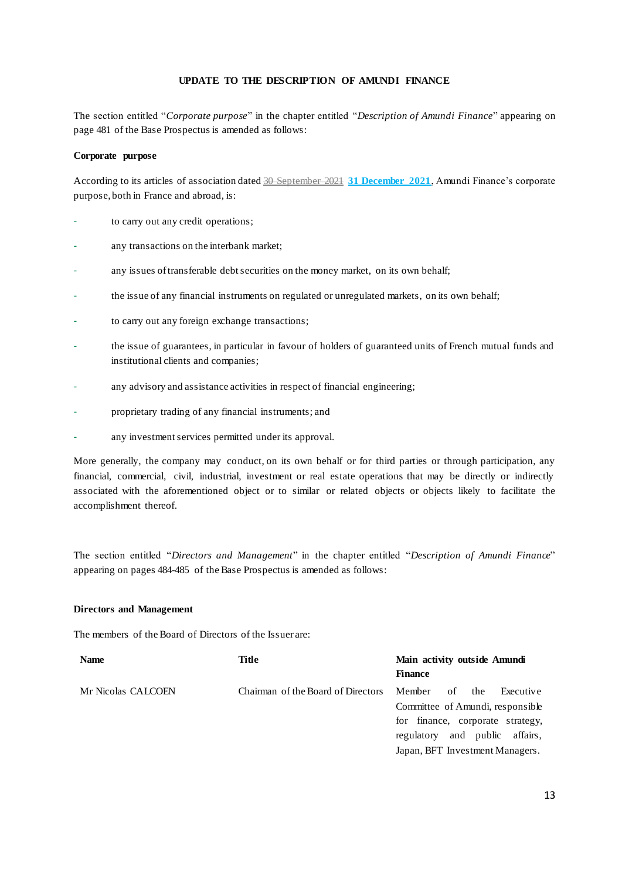**UPDATE TO THE DESCRIPTION OF AMUNDI FINANCE**

The section entitled "*Corporate purpose*" in the chapter entitled "*Description of Amundi Finance*" appearing on page 481 of the Base Prospectus is amended as follows:

**Corporate purpose**

According to its articles of association dated ~~30 September 2021~~ **31 December 2021**, Amundi Finance's corporate purpose, both in France and abroad, is:

- to carry out any credit operations;
- any transactions on the interbank market;
- any issues of transferable debt securities on the money market, on its own behalf;
- the issue of any financial instruments on regulated or unregulated markets, on its own behalf;
- to carry out any foreign exchange transactions;
- the issue of guarantees, in particular in favour of holders of guaranteed units of French mutual funds and institutional clients and companies;
- any advisory and assistance activities in respect of financial engineering;
- proprietary trading of any financial instruments; and
- any investment services permitted under its approval.

More generally, the company may conduct, on its own behalf or for third parties or through participation, any financial, commercial, civil, industrial, investment or real estate operations that may be directly or indirectly associated with the aforementioned object or to similar or related objects or objects likely to facilitate the accomplishment thereof.

The section entitled "*Directors and Management*" in the chapter entitled "*Description of Amundi Finance*" appearing on pages 484-485 of the Base Prospectus is amended as follows:

**Directors and Management**

The members of the Board of Directors of the Issuer are:

| **Name** | **Title** | **Main activity outside Amundi Finance** |
|---|---|---|
| Mr Nicolas CALCOEN | Chairman of the Board of Directors | Member of the Executive Committee of Amundi, responsible for finance, corporate strategy, regulatory and public affairs, Japan, BFT Investment Managers. |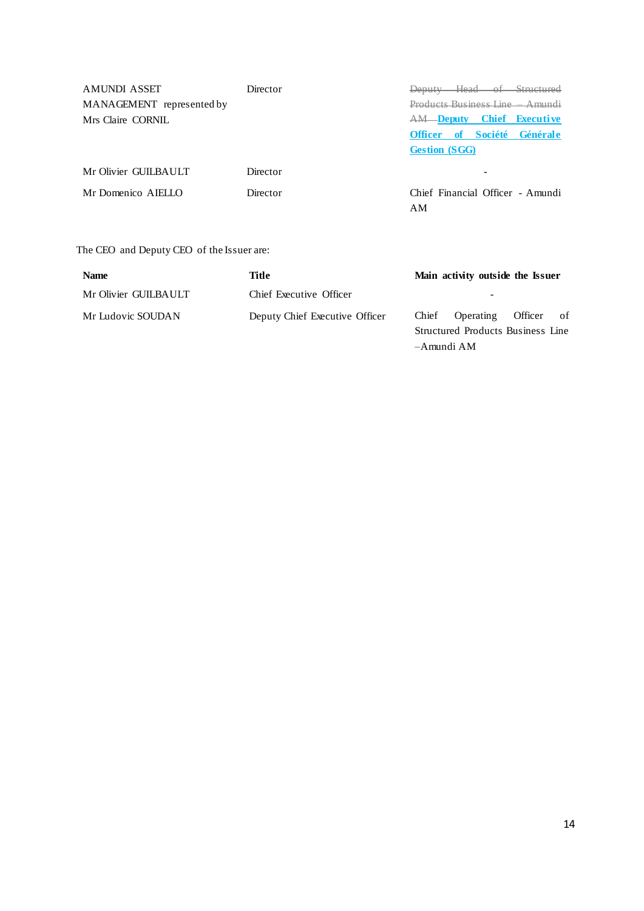| | | |
|---|---|---|
| AMUNDI ASSET MANAGEMENT represented by Mrs Claire CORNIL | Director | ~~Deputy Head of Structured Products Business Line – Amundi AM~~ **Deputy Chief Executive Officer of Société Générale Gestion (SGG)** |
| Mr Olivier GUILBAULT | Director | - |
| Mr Domenico AIELLO | Director | Chief Financial Officer - Amundi AM |

The CEO and Deputy CEO of the Issuer are:

| Name | Title | Main activity outside the Issuer |
|---|---|---|
| Mr Olivier GUILBAULT | Chief Executive Officer | - |
| Mr Ludovic SOUDAN | Deputy Chief Executive Officer | Chief Operating Officer of Structured Products Business Line –Amundi AM |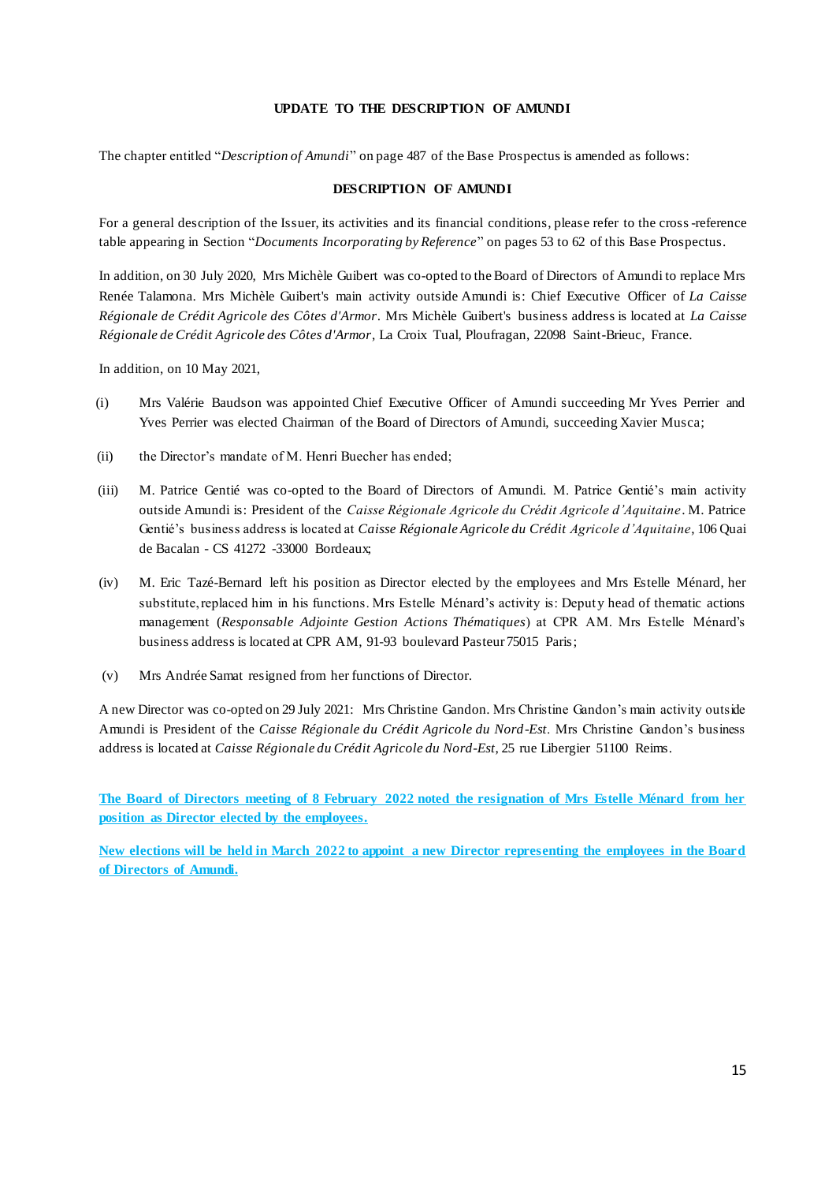**UPDATE TO THE DESCRIPTION OF AMUNDI**

The chapter entitled "*Description of Amundi*" on page 487 of the Base Prospectus is amended as follows:

**DESCRIPTION OF AMUNDI**

For a general description of the Issuer, its activities and its financial conditions, please refer to the cross-reference table appearing in Section "*Documents Incorporating by Reference*" on pages 53 to 62 of this Base Prospectus.

In addition, on 30 July 2020, Mrs Michèle Guibert was co-opted to the Board of Directors of Amundi to replace Mrs Renée Talamona. Mrs Michèle Guibert's main activity outside Amundi is: Chief Executive Officer of *La Caisse Régionale de Crédit Agricole des Côtes d'Armor*. Mrs Michèle Guibert's business address is located at *La Caisse Régionale de Crédit Agricole des Côtes d'Armor*, La Croix Tual, Ploufragan, 22098 Saint-Brieuc, France.

In addition, on 10 May 2021,

(i) Mrs Valérie Baudson was appointed Chief Executive Officer of Amundi succeeding Mr Yves Perrier and Yves Perrier was elected Chairman of the Board of Directors of Amundi, succeeding Xavier Musca;

(ii) the Director's mandate of M. Henri Buecher has ended;

(iii) M. Patrice Gentié was co-opted to the Board of Directors of Amundi. M. Patrice Gentié's main activity outside Amundi is: President of the *Caisse Régionale Agricole du Crédit Agricole d'Aquitaine*. M. Patrice Gentié's business address is located at *Caisse Régionale Agricole du Crédit Agricole d'Aquitaine*, 106 Quai de Bacalan - CS 41272 -33000 Bordeaux;

(iv) M. Eric Tazé-Bernard left his position as Director elected by the employees and Mrs Estelle Ménard, her substitute, replaced him in his functions. Mrs Estelle Ménard's activity is: Deputy head of thematic actions management (*Responsable Adjointe Gestion Actions Thématiques*) at CPR AM. Mrs Estelle Ménard's business address is located at CPR AM, 91-93 boulevard Pasteur 75015 Paris;

(v) Mrs Andrée Samat resigned from her functions of Director.

A new Director was co-opted on 29 July 2021: Mrs Christine Gandon. Mrs Christine Gandon's main activity outside Amundi is President of the *Caisse Régionale du Crédit Agricole du Nord-Est*. Mrs Christine Gandon's business address is located at *Caisse Régionale du Crédit Agricole du Nord-Est*, 25 rue Libergier 51100 Reims.

**The Board of Directors meeting of 8 February 2022 noted the resignation of Mrs Estelle Ménard from her position as Director elected by the employees.**

**New elections will be held in March 2022 to appoint a new Director representing the employees in the Board of Directors of Amundi.**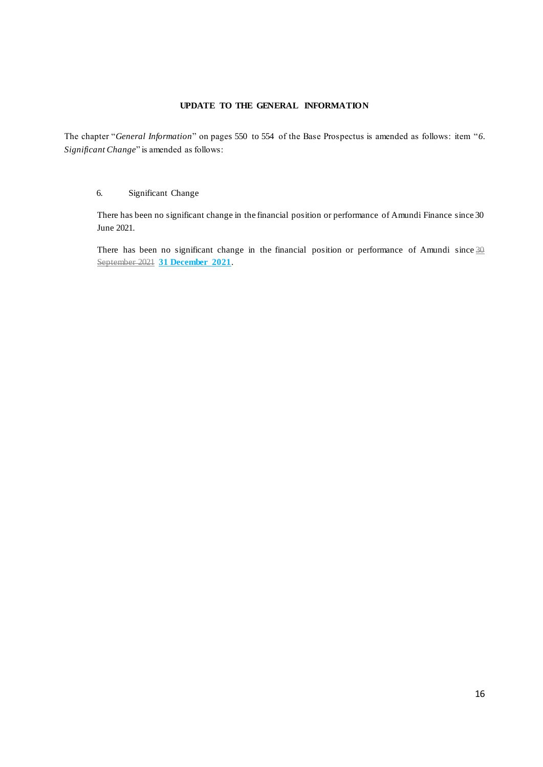**UPDATE TO THE GENERAL INFORMATION**

The chapter "*General Information*" on pages 550 to 554 of the Base Prospectus is amended as follows: item "*6. Significant Change*" is amended as follows:

6. Significant Change

There has been no significant change in the financial position or performance of Amundi Finance since 30 June 2021.

There has been no significant change in the financial position or performance of Amundi since ~~30 September 2021~~ **31 December 2021**.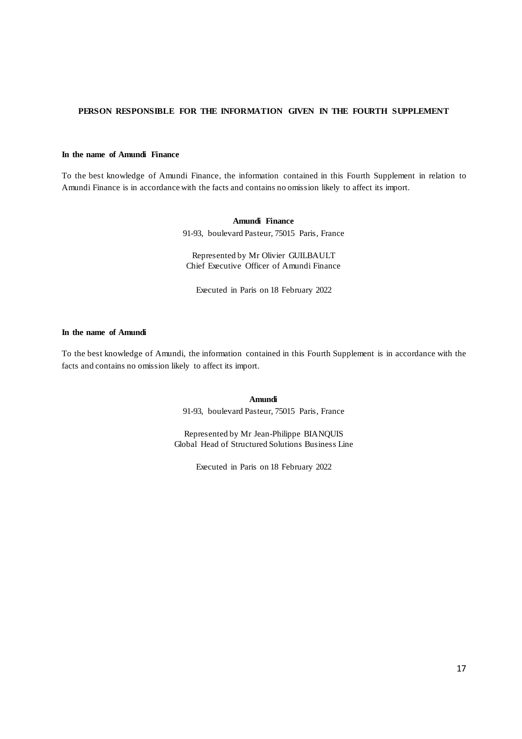## PERSON RESPONSIBLE FOR THE INFORMATION GIVEN IN THE FOURTH SUPPLEMENT

**In the name of Amundi Finance**

To the best knowledge of Amundi Finance, the information contained in this Fourth Supplement in relation to Amundi Finance is in accordance with the facts and contains no omission likely to affect its import.

**Amundi Finance**
91-93, boulevard Pasteur, 75015 Paris, France

Represented by Mr Olivier GUILBAULT
Chief Executive Officer of Amundi Finance

Executed in Paris on 18 February 2022

**In the name of Amundi**

To the best knowledge of Amundi, the information contained in this Fourth Supplement is in accordance with the facts and contains no omission likely to affect its import.

**Amundi**
91-93, boulevard Pasteur, 75015 Paris, France

Represented by Mr Jean-Philippe BIANQUIS
Global Head of Structured Solutions Business Line

Executed in Paris on 18 February 2022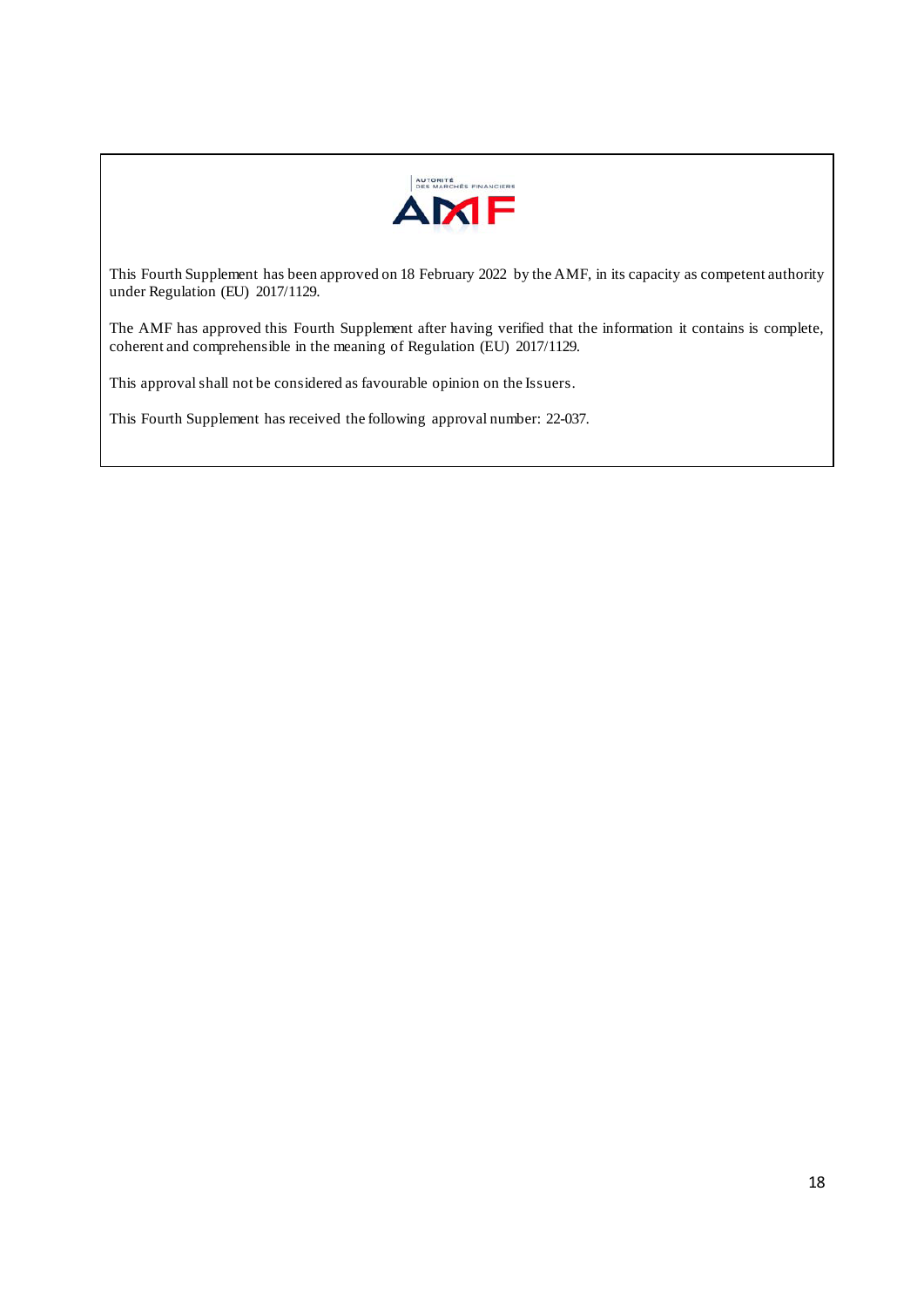AUTORITÉ DES MARCHÉS FINANCIERS

AMF

This Fourth Supplement has been approved on 18 February 2022 by the AMF, in its capacity as competent authority under Regulation (EU) 2017/1129.

The AMF has approved this Fourth Supplement after having verified that the information it contains is complete, coherent and comprehensible in the meaning of Regulation (EU) 2017/1129.

This approval shall not be considered as favourable opinion on the Issuers.

This Fourth Supplement has received the following approval number: 22-037.